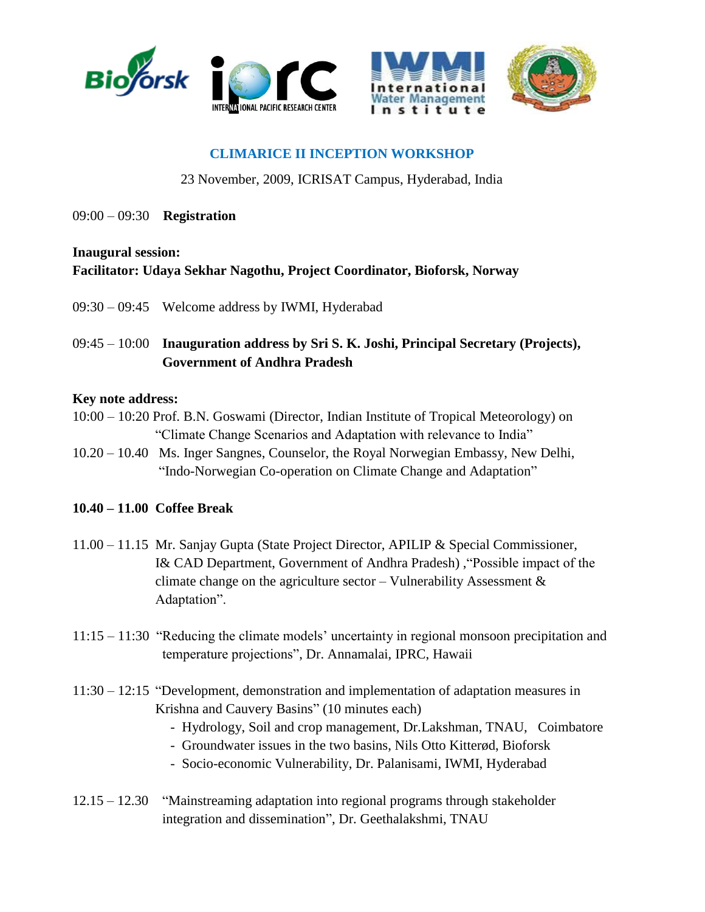# CLIMARICE II INCEPTION WORKSHOP

23 November, 2009, ICRISAT Campus, Hyderabad, India

09:00 – 09:30 **Registration**

**Inaugural session:**
**Facilitator: Udaya Sekhar Nagothu, Project Coordinator, Bioforsk, Norway**

09:30 – 09:45 Welcome address by IWMI, Hyderabad

09:45 – 10:00 **Inauguration address by Sri S. K. Joshi, Principal Secretary (Projects), Government of Andhra Pradesh**

**Key note address:**

10:00 – 10:20 Prof. B.N. Goswami (Director, Indian Institute of Tropical Meteorology) on "Climate Change Scenarios and Adaptation with relevance to India"

10.20 – 10.40 Ms. Inger Sangnes, Counselor, the Royal Norwegian Embassy, New Delhi, "Indo-Norwegian Co-operation on Climate Change and Adaptation"

**10.40 – 11.00 Coffee Break**

11.00 – 11.15 Mr. Sanjay Gupta (State Project Director, APILIP & Special Commissioner, I& CAD Department, Government of Andhra Pradesh) ,"Possible impact of the climate change on the agriculture sector – Vulnerability Assessment & Adaptation".

11:15 – 11:30 "Reducing the climate models' uncertainty in regional monsoon precipitation and temperature projections", Dr. Annamalai, IPRC, Hawaii

11:30 – 12:15 "Development, demonstration and implementation of adaptation measures in Krishna and Cauvery Basins" (10 minutes each)

- Hydrology, Soil and crop management, Dr.Lakshman, TNAU, Coimbatore
- Groundwater issues in the two basins, Nils Otto Kitterød, Bioforsk
- Socio-economic Vulnerability, Dr. Palanisami, IWMI, Hyderabad

12.15 – 12.30 "Mainstreaming adaptation into regional programs through stakeholder integration and dissemination", Dr. Geethalakshmi, TNAU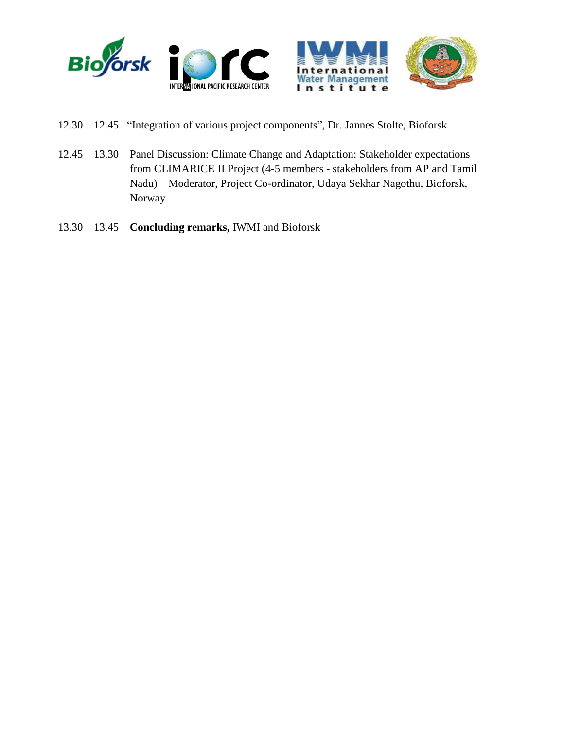12.30 – 12.45 "Integration of various project components", Dr. Jannes Stolte, Bioforsk

12.45 – 13.30 Panel Discussion: Climate Change and Adaptation: Stakeholder expectations from CLIMARICE II Project (4-5 members - stakeholders from AP and Tamil Nadu) – Moderator, Project Co-ordinator, Udaya Sekhar Nagothu, Bioforsk, Norway

13.30 – 13.45 **Concluding remarks,** IWMI and Bioforsk